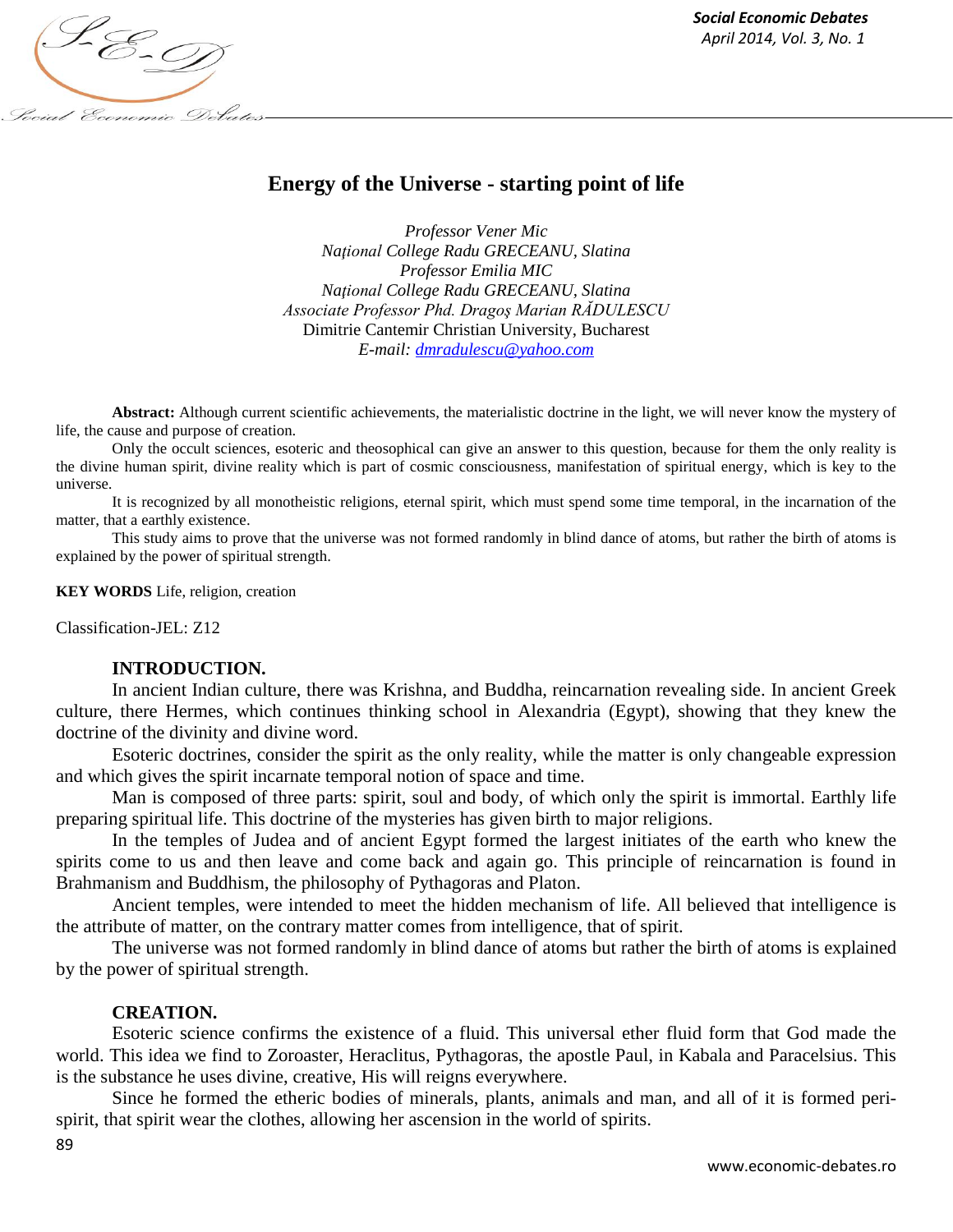# Energy of the Universe - starting point of life

*Professor Vener Mic*
*Național College Radu GRECEANU, Slatina*
*Professor Emilia MIC*
*Național College Radu GRECEANU, Slatina*
*Associate Professor Phd. Dragoș Marian RĂDULESCU*
Dimitrie Cantemir Christian University, Bucharest
*E-mail: dmradulescu@yahoo.com*

**Abstract:** Although current scientific achievements, the materialistic doctrine in the light, we will never know the mystery of life, the cause and purpose of creation.

Only the occult sciences, esoteric and theosophical can give an answer to this question, because for them the only reality is the divine human spirit, divine reality which is part of cosmic consciousness, manifestation of spiritual energy, which is key to the universe.

It is recognized by all monotheistic religions, eternal spirit, which must spend some time temporal, in the incarnation of the matter, that a earthly existence.

This study aims to prove that the universe was not formed randomly in blind dance of atoms, but rather the birth of atoms is explained by the power of spiritual strength.

**KEY WORDS** Life, religion, creation

Classification-JEL: Z12

## INTRODUCTION.

In ancient Indian culture, there was Krishna, and Buddha, reincarnation revealing side. In ancient Greek culture, there Hermes, which continues thinking school in Alexandria (Egypt), showing that they knew the doctrine of the divinity and divine word.

Esoteric doctrines, consider the spirit as the only reality, while the matter is only changeable expression and which gives the spirit incarnate temporal notion of space and time.

Man is composed of three parts: spirit, soul and body, of which only the spirit is immortal. Earthly life preparing spiritual life. This doctrine of the mysteries has given birth to major religions.

In the temples of Judea and of ancient Egypt formed the largest initiates of the earth who knew the spirits come to us and then leave and come back and again go. This principle of reincarnation is found in Brahmanism and Buddhism, the philosophy of Pythagoras and Platon.

Ancient temples, were intended to meet the hidden mechanism of life. All believed that intelligence is the attribute of matter, on the contrary matter comes from intelligence, that of spirit.

The universe was not formed randomly in blind dance of atoms but rather the birth of atoms is explained by the power of spiritual strength.

## CREATION.

Esoteric science confirms the existence of a fluid. This universal ether fluid form that God made the world. This idea we find to Zoroaster, Heraclitus, Pythagoras, the apostle Paul, in Kabala and Paracelsius. This is the substance he uses divine, creative, His will reigns everywhere.

Since he formed the etheric bodies of minerals, plants, animals and man, and all of it is formed peri-spirit, that spirit wear the clothes, allowing her ascension in the world of spirits.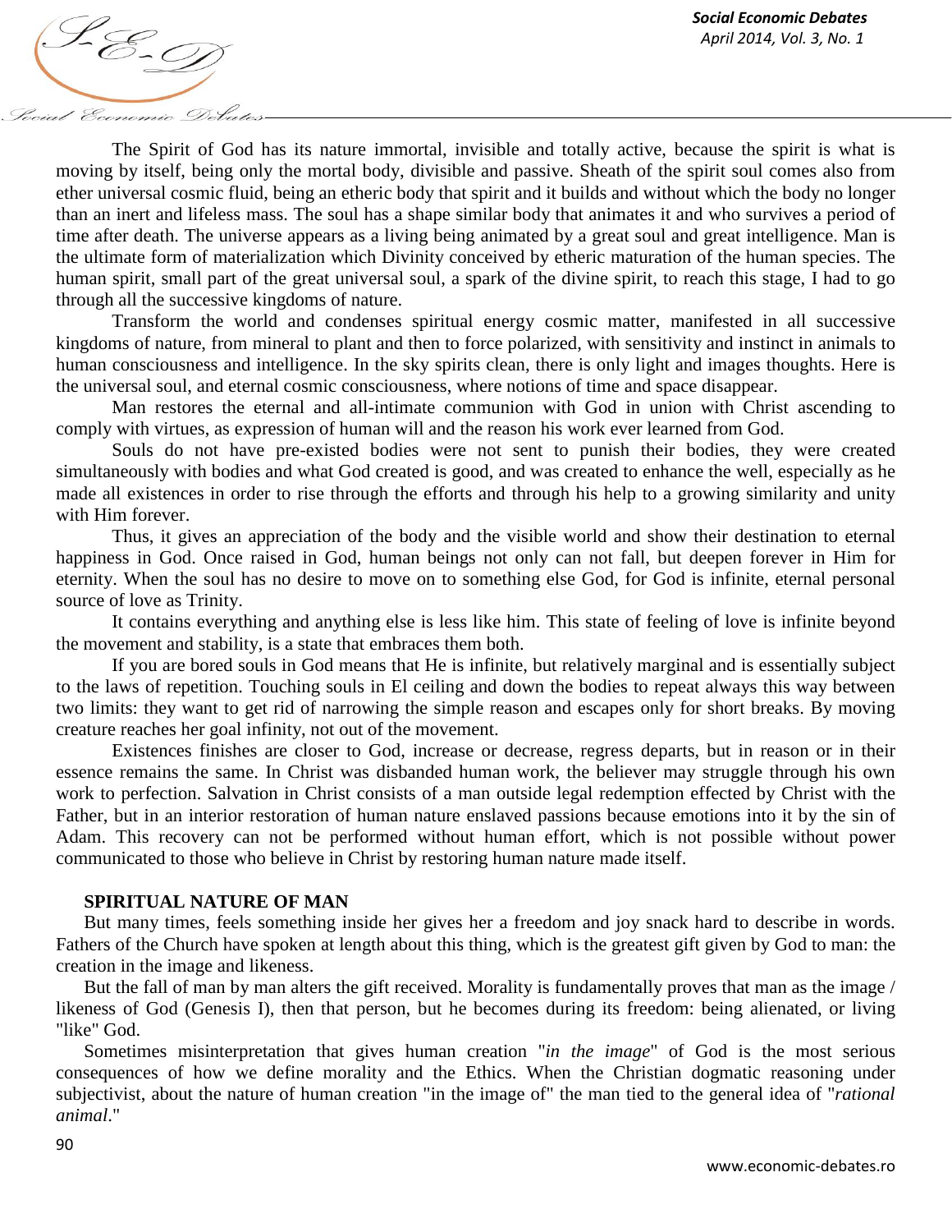The Spirit of God has its nature immortal, invisible and totally active, because the spirit is what is moving by itself, being only the mortal body, divisible and passive. Sheath of the spirit soul comes also from ether universal cosmic fluid, being an etheric body that spirit and it builds and without which the body no longer than an inert and lifeless mass. The soul has a shape similar body that animates it and who survives a period of time after death. The universe appears as a living being animated by a great soul and great intelligence. Man is the ultimate form of materialization which Divinity conceived by etheric maturation of the human species. The human spirit, small part of the great universal soul, a spark of the divine spirit, to reach this stage, I had to go through all the successive kingdoms of nature.

Transform the world and condenses spiritual energy cosmic matter, manifested in all successive kingdoms of nature, from mineral to plant and then to force polarized, with sensitivity and instinct in animals to human consciousness and intelligence. In the sky spirits clean, there is only light and images thoughts. Here is the universal soul, and eternal cosmic consciousness, where notions of time and space disappear.

Man restores the eternal and all-intimate communion with God in union with Christ ascending to comply with virtues, as expression of human will and the reason his work ever learned from God.

Souls do not have pre-existed bodies were not sent to punish their bodies, they were created simultaneously with bodies and what God created is good, and was created to enhance the well, especially as he made all existences in order to rise through the efforts and through his help to a growing similarity and unity with Him forever.

Thus, it gives an appreciation of the body and the visible world and show their destination to eternal happiness in God. Once raised in God, human beings not only can not fall, but deepen forever in Him for eternity. When the soul has no desire to move on to something else God, for God is infinite, eternal personal source of love as Trinity.

It contains everything and anything else is less like him. This state of feeling of love is infinite beyond the movement and stability, is a state that embraces them both.

If you are bored souls in God means that He is infinite, but relatively marginal and is essentially subject to the laws of repetition. Touching souls in El ceiling and down the bodies to repeat always this way between two limits: they want to get rid of narrowing the simple reason and escapes only for short breaks. By moving creature reaches her goal infinity, not out of the movement.

Existences finishes are closer to God, increase or decrease, regress departs, but in reason or in their essence remains the same. In Christ was disbanded human work, the believer may struggle through his own work to perfection. Salvation in Christ consists of a man outside legal redemption effected by Christ with the Father, but in an interior restoration of human nature enslaved passions because emotions into it by the sin of Adam. This recovery can not be performed without human effort, which is not possible without power communicated to those who believe in Christ by restoring human nature made itself.

## SPIRITUAL NATURE OF MAN

But many times, feels something inside her gives her a freedom and joy snack hard to describe in words. Fathers of the Church have spoken at length about this thing, which is the greatest gift given by God to man: the creation in the image and likeness.

But the fall of man by man alters the gift received. Morality is fundamentally proves that man as the image / likeness of God (Genesis I), then that person, but he becomes during its freedom: being alienated, or living "like" God.

Sometimes misinterpretation that gives human creation "*in the image*" of God is the most serious consequences of how we define morality and the Ethics. When the Christian dogmatic reasoning under subjectivist, about the nature of human creation "in the image of" the man tied to the general idea of "*rational animal*."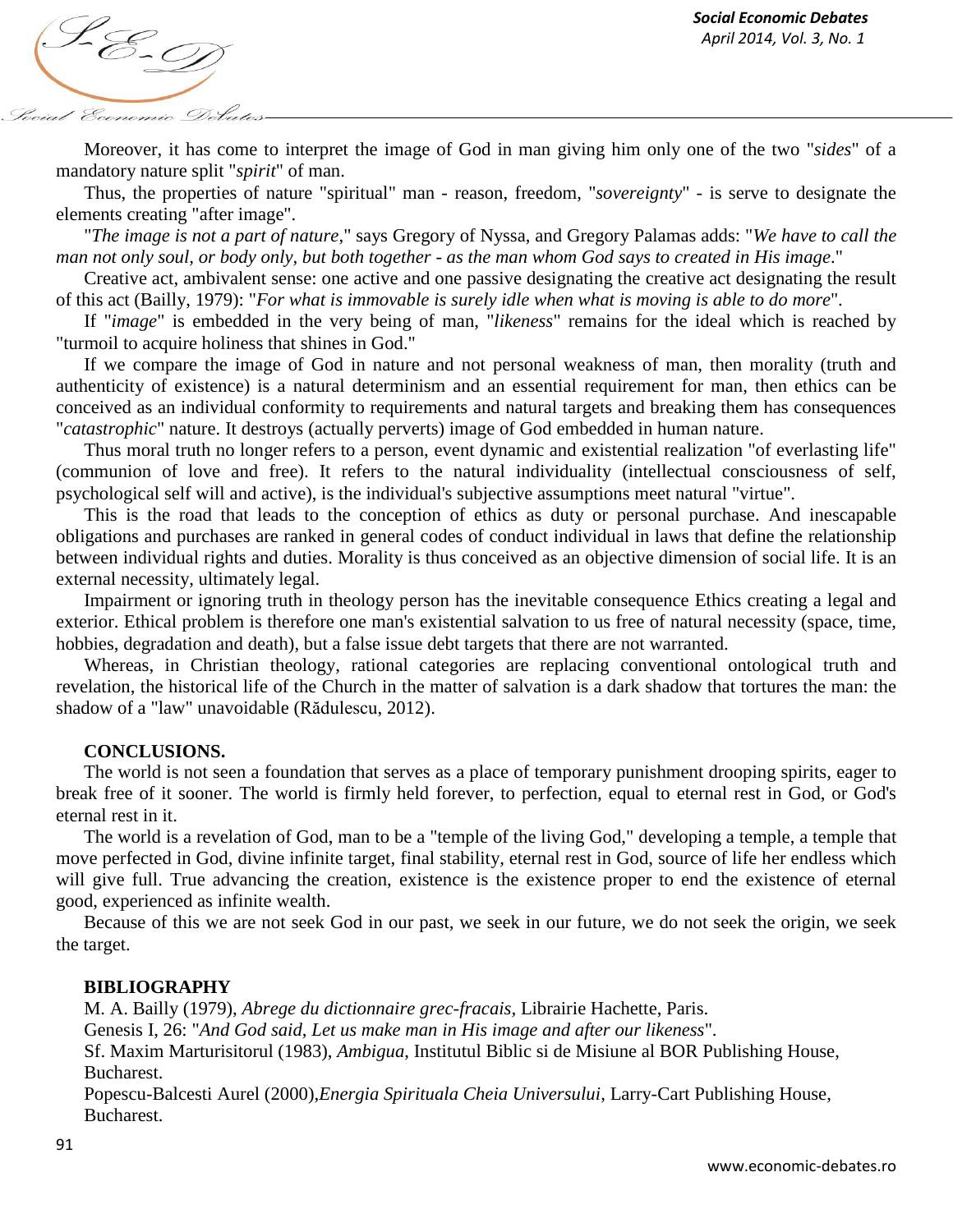Moreover, it has come to interpret the image of God in man giving him only one of the two "*sides*" of a mandatory nature split "*spirit*" of man.

Thus, the properties of nature "spiritual" man - reason, freedom, "*sovereignty*" - is serve to designate the elements creating "after image".

"*The image is not a part of nature*," says Gregory of Nyssa, and Gregory Palamas adds: "*We have to call the man not only soul, or body only, but both together - as the man whom God says to created in His image*."

Creative act, ambivalent sense: one active and one passive designating the creative act designating the result of this act (Bailly, 1979): "*For what is immovable is surely idle when what is moving is able to do more*".

If "*image*" is embedded in the very being of man, "*likeness*" remains for the ideal which is reached by "turmoil to acquire holiness that shines in God."

If we compare the image of God in nature and not personal weakness of man, then morality (truth and authenticity of existence) is a natural determinism and an essential requirement for man, then ethics can be conceived as an individual conformity to requirements and natural targets and breaking them has consequences "*catastrophic*" nature. It destroys (actually perverts) image of God embedded in human nature.

Thus moral truth no longer refers to a person, event dynamic and existential realization "of everlasting life" (communion of love and free). It refers to the natural individuality (intellectual consciousness of self, psychological self will and active), is the individual's subjective assumptions meet natural "virtue".

This is the road that leads to the conception of ethics as duty or personal purchase. And inescapable obligations and purchases are ranked in general codes of conduct individual in laws that define the relationship between individual rights and duties. Morality is thus conceived as an objective dimension of social life. It is an external necessity, ultimately legal.

Impairment or ignoring truth in theology person has the inevitable consequence Ethics creating a legal and exterior. Ethical problem is therefore one man's existential salvation to us free of natural necessity (space, time, hobbies, degradation and death), but a false issue debt targets that there are not warranted.

Whereas, in Christian theology, rational categories are replacing conventional ontological truth and revelation, the historical life of the Church in the matter of salvation is a dark shadow that tortures the man: the shadow of a "law" unavoidable (Rădulescu, 2012).

## CONCLUSIONS.

The world is not seen a foundation that serves as a place of temporary punishment drooping spirits, eager to break free of it sooner. The world is firmly held forever, to perfection, equal to eternal rest in God, or God's eternal rest in it.

The world is a revelation of God, man to be a "temple of the living God," developing a temple, a temple that move perfected in God, divine infinite target, final stability, eternal rest in God, source of life her endless which will give full. True advancing the creation, existence is the existence proper to end the existence of eternal good, experienced as infinite wealth.

Because of this we are not seek God in our past, we seek in our future, we do not seek the origin, we seek the target.

## BIBLIOGRAPHY

M. A. Bailly (1979), *Abrege du dictionnaire grec-fracais*, Librairie Hachette, Paris.

Genesis I, 26: "*And God said, Let us make man in His image and after our likeness*".

Sf. Maxim Marturisitorul (1983), *Ambigua*, Institutul Biblic si de Misiune al BOR Publishing House, Bucharest.

Popescu-Balcesti Aurel (2000),*Energia Spirituala Cheia Universului*, Larry-Cart Publishing House, Bucharest.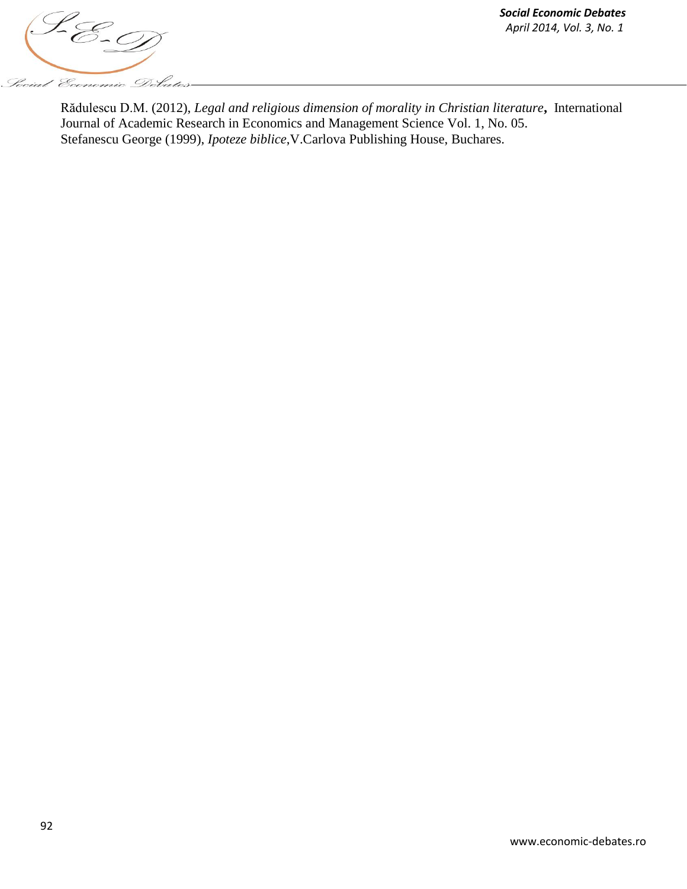Rădulescu D.M. (2012), *Legal and religious dimension of morality in Christian literature*, International Journal of Academic Research in Economics and Management Science Vol. 1, No. 05.

Stefanescu George (1999), *Ipoteze biblice*,V.Carlova Publishing House, Buchares.